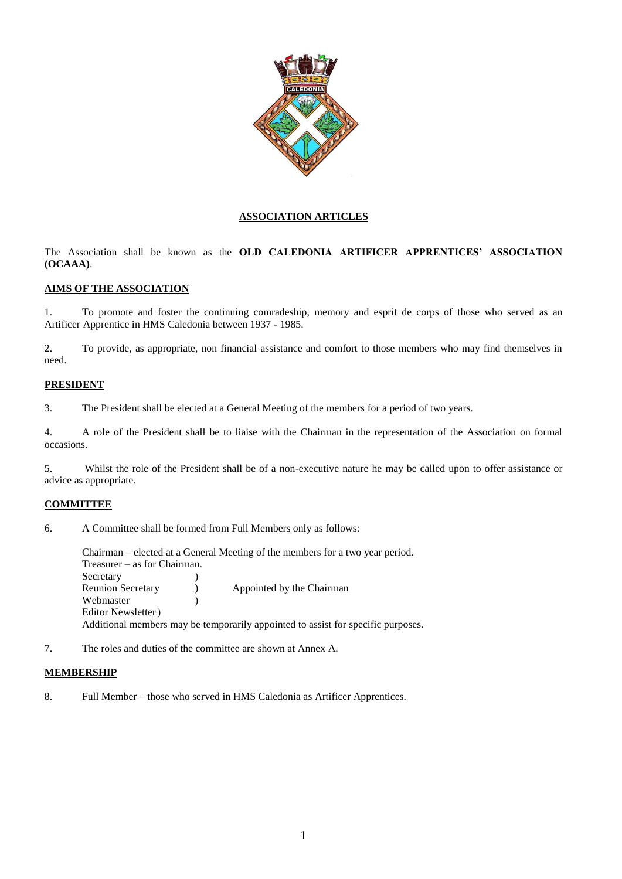# ASSOCIATION ARTICLES

The Association shall be known as the **OLD CALEDONIA ARTIFICER APPRENTICES' ASSOCIATION (OCAAA)**.

## AIMS OF THE ASSOCIATION

1. To promote and foster the continuing comradeship, memory and esprit de corps of those who served as an Artificer Apprentice in HMS Caledonia between 1937 - 1985.

2. To provide, as appropriate, non financial assistance and comfort to those members who may find themselves in need.

## PRESIDENT

3. The President shall be elected at a General Meeting of the members for a period of two years.

4. A role of the President shall be to liaise with the Chairman in the representation of the Association on formal occasions.

5. Whilst the role of the President shall be of a non-executive nature he may be called upon to offer assistance or advice as appropriate.

## COMMITTEE

6. A Committee shall be formed from Full Members only as follows:

Chairman – elected at a General Meeting of the members for a two year period.
Treasurer – as for Chairman.
Secretary )
Reunion Secretary ) Appointed by the Chairman
Webmaster )
Editor Newsletter )
Additional members may be temporarily appointed to assist for specific purposes.

7. The roles and duties of the committee are shown at Annex A.

## MEMBERSHIP

8. Full Member – those who served in HMS Caledonia as Artificer Apprentices.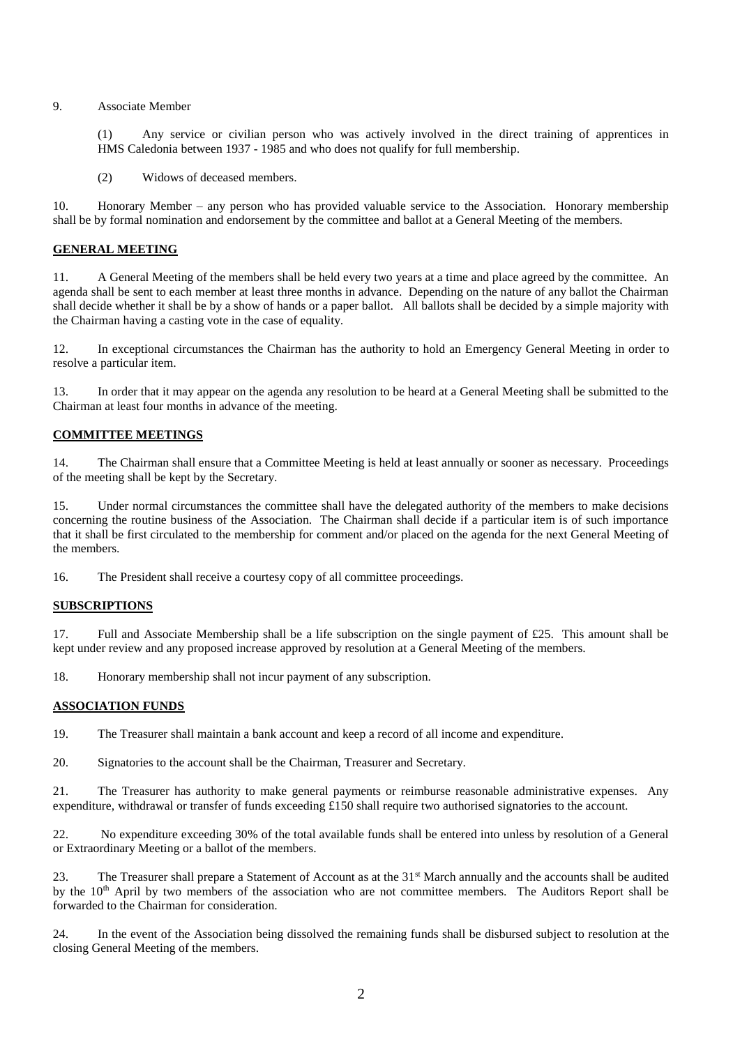9. Associate Member

(1) Any service or civilian person who was actively involved in the direct training of apprentices in HMS Caledonia between 1937 - 1985 and who does not qualify for full membership.

(2) Widows of deceased members.

10. Honorary Member – any person who has provided valuable service to the Association. Honorary membership shall be by formal nomination and endorsement by the committee and ballot at a General Meeting of the members.

**GENERAL MEETING**

11. A General Meeting of the members shall be held every two years at a time and place agreed by the committee. An agenda shall be sent to each member at least three months in advance. Depending on the nature of any ballot the Chairman shall decide whether it shall be by a show of hands or a paper ballot. All ballots shall be decided by a simple majority with the Chairman having a casting vote in the case of equality.

12. In exceptional circumstances the Chairman has the authority to hold an Emergency General Meeting in order to resolve a particular item.

13. In order that it may appear on the agenda any resolution to be heard at a General Meeting shall be submitted to the Chairman at least four months in advance of the meeting.

**COMMITTEE MEETINGS**

14. The Chairman shall ensure that a Committee Meeting is held at least annually or sooner as necessary. Proceedings of the meeting shall be kept by the Secretary.

15. Under normal circumstances the committee shall have the delegated authority of the members to make decisions concerning the routine business of the Association. The Chairman shall decide if a particular item is of such importance that it shall be first circulated to the membership for comment and/or placed on the agenda for the next General Meeting of the members.

16. The President shall receive a courtesy copy of all committee proceedings.

**SUBSCRIPTIONS**

17. Full and Associate Membership shall be a life subscription on the single payment of £25. This amount shall be kept under review and any proposed increase approved by resolution at a General Meeting of the members.

18. Honorary membership shall not incur payment of any subscription.

**ASSOCIATION FUNDS**

19. The Treasurer shall maintain a bank account and keep a record of all income and expenditure.

20. Signatories to the account shall be the Chairman, Treasurer and Secretary.

21. The Treasurer has authority to make general payments or reimburse reasonable administrative expenses. Any expenditure, withdrawal or transfer of funds exceeding £150 shall require two authorised signatories to the account.

22. No expenditure exceeding 30% of the total available funds shall be entered into unless by resolution of a General or Extraordinary Meeting or a ballot of the members.

23. The Treasurer shall prepare a Statement of Account as at the 31st March annually and the accounts shall be audited by the 10th April by two members of the association who are not committee members. The Auditors Report shall be forwarded to the Chairman for consideration.

24. In the event of the Association being dissolved the remaining funds shall be disbursed subject to resolution at the closing General Meeting of the members.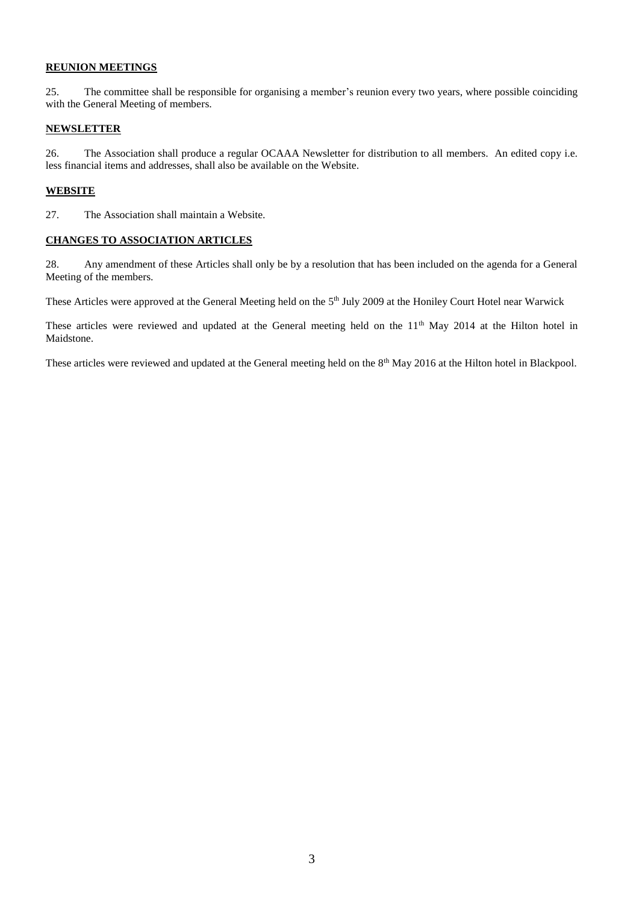**REUNION MEETINGS**

25. The committee shall be responsible for organising a member's reunion every two years, where possible coinciding with the General Meeting of members.

**NEWSLETTER**

26. The Association shall produce a regular OCAAA Newsletter for distribution to all members. An edited copy i.e. less financial items and addresses, shall also be available on the Website.

**WEBSITE**

27. The Association shall maintain a Website.

**CHANGES TO ASSOCIATION ARTICLES**

28. Any amendment of these Articles shall only be by a resolution that has been included on the agenda for a General Meeting of the members.

These Articles were approved at the General Meeting held on the 5th July 2009 at the Honiley Court Hotel near Warwick

These articles were reviewed and updated at the General meeting held on the 11th May 2014 at the Hilton hotel in Maidstone.

These articles were reviewed and updated at the General meeting held on the 8th May 2016 at the Hilton hotel in Blackpool.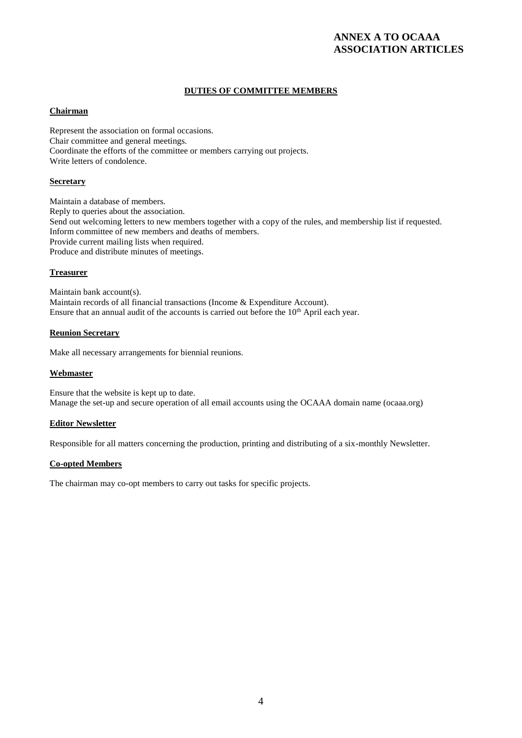# ANNEX A TO OCAAA ASSOCIATION ARTICLES

## DUTIES OF COMMITTEE MEMBERS

### Chairman

Represent the association on formal occasions.
Chair committee and general meetings.
Coordinate the efforts of the committee or members carrying out projects.
Write letters of condolence.

### Secretary

Maintain a database of members.
Reply to queries about the association.
Send out welcoming letters to new members together with a copy of the rules, and membership list if requested.
Inform committee of new members and deaths of members.
Provide current mailing lists when required.
Produce and distribute minutes of meetings.

### Treasurer

Maintain bank account(s).
Maintain records of all financial transactions (Income & Expenditure Account).
Ensure that an annual audit of the accounts is carried out before the 10th April each year.

### Reunion Secretary

Make all necessary arrangements for biennial reunions.

### Webmaster

Ensure that the website is kept up to date.
Manage the set-up and secure operation of all email accounts using the OCAAA domain name (ocaaa.org)

### Editor Newsletter

Responsible for all matters concerning the production, printing and distributing of a six-monthly Newsletter.

### Co-opted Members

The chairman may co-opt members to carry out tasks for specific projects.